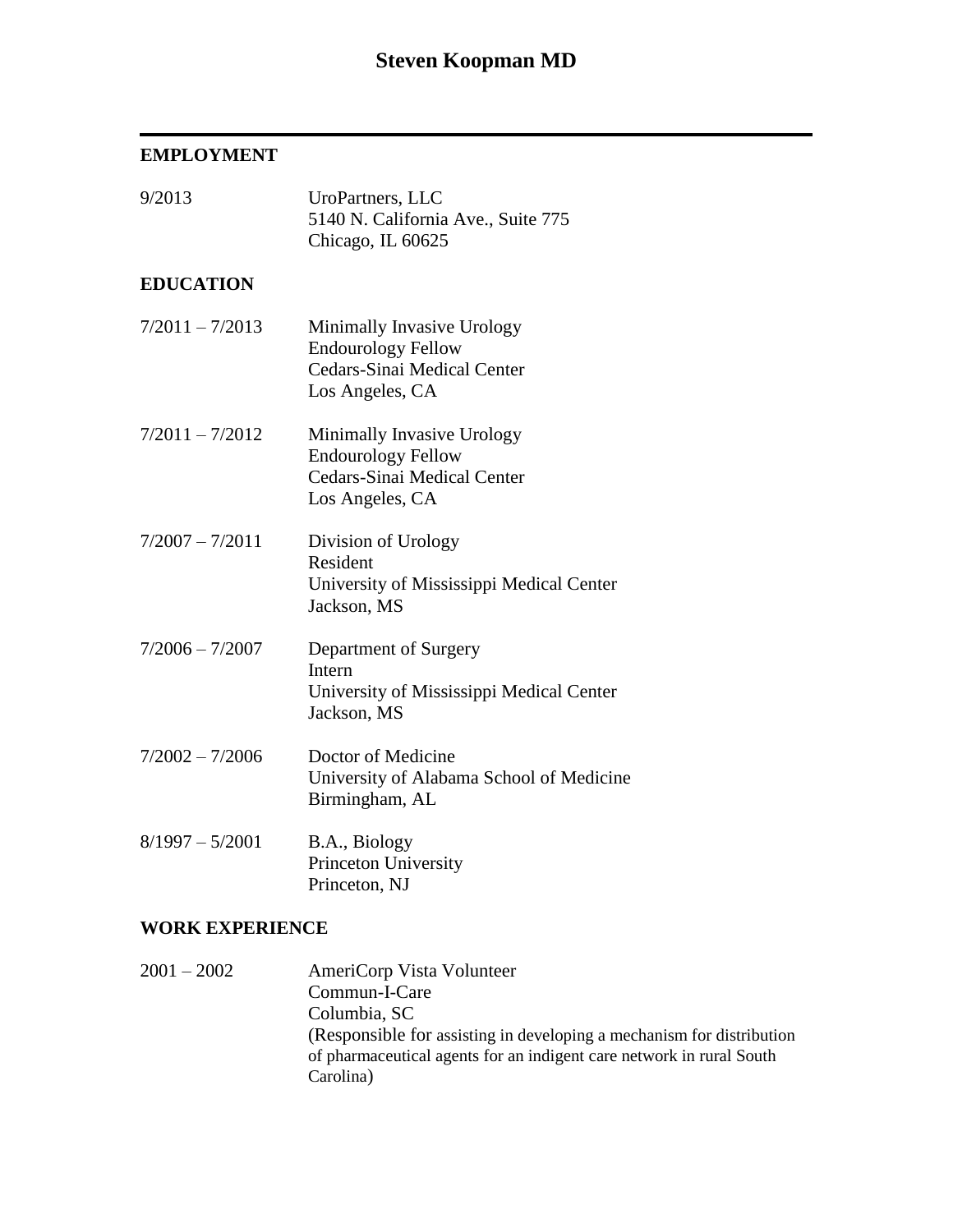# Steven Koopman MD

---

## EMPLOYMENT

| | |
|---|---|
| 9/2013 | UroPartners, LLC<br>5140 N. California Ave., Suite 775<br>Chicago, IL 60625 |

## EDUCATION

| | |
|---|---|
| 7/2011 – 7/2013 | Minimally Invasive Urology<br>Endourology Fellow<br>Cedars-Sinai Medical Center<br>Los Angeles, CA |
| 7/2011 – 7/2012 | Minimally Invasive Urology<br>Endourology Fellow<br>Cedars-Sinai Medical Center<br>Los Angeles, CA |
| 7/2007 – 7/2011 | Division of Urology<br>Resident<br>University of Mississippi Medical Center<br>Jackson, MS |
| 7/2006 – 7/2007 | Department of Surgery<br>Intern<br>University of Mississippi Medical Center<br>Jackson, MS |
| 7/2002 – 7/2006 | Doctor of Medicine<br>University of Alabama School of Medicine<br>Birmingham, AL |
| 8/1997 – 5/2001 | B.A., Biology<br>Princeton University<br>Princeton, NJ |

## WORK EXPERIENCE

| | |
|---|---|
| 2001 – 2002 | AmeriCorp Vista Volunteer<br>Commun-I-Care<br>Columbia, SC<br>(Responsible for assisting in developing a mechanism for distribution of pharmaceutical agents for an indigent care network in rural South Carolina) |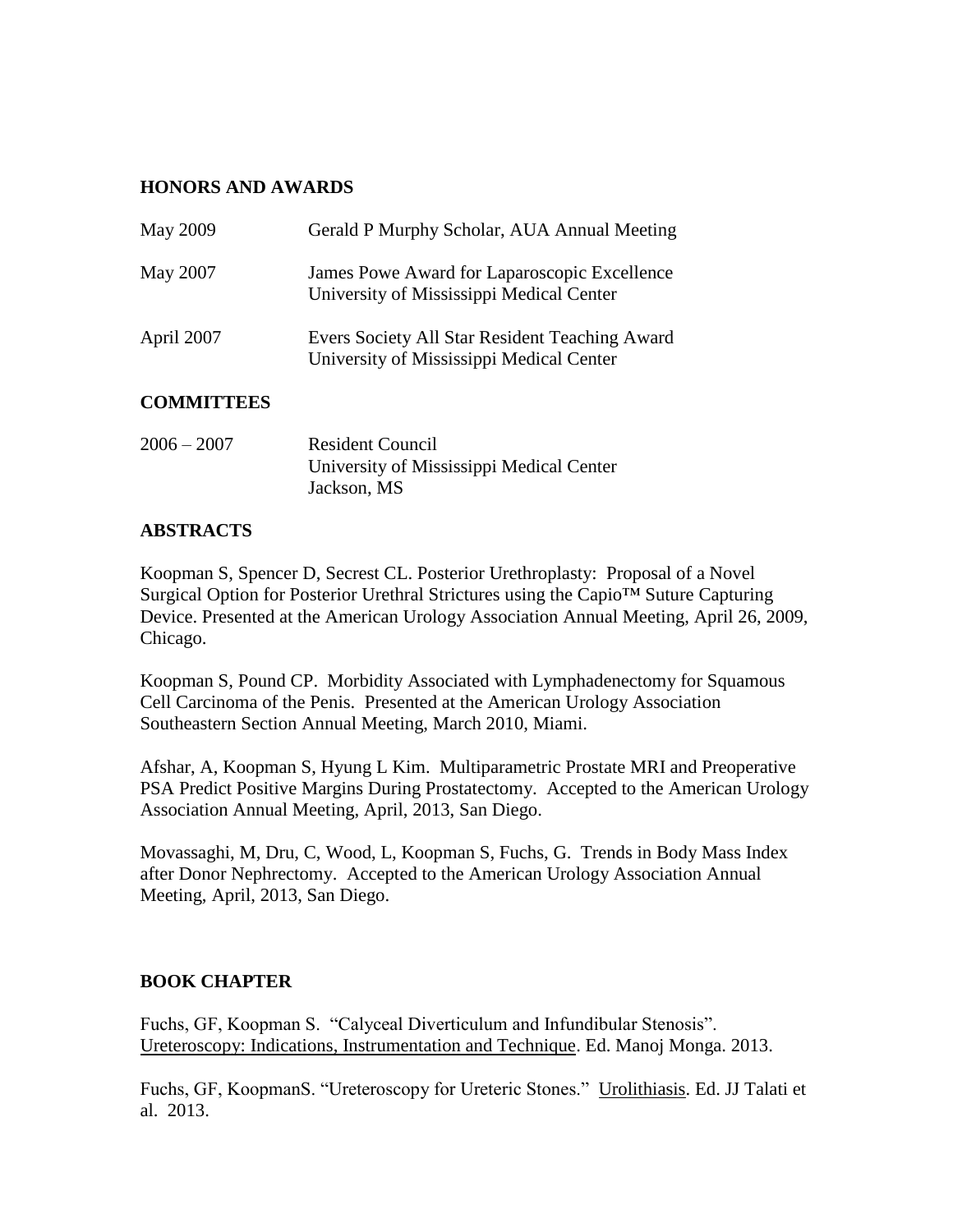## HONORS AND AWARDS

| | |
|---|---|
| May 2009 | Gerald P Murphy Scholar, AUA Annual Meeting |
| May 2007 | James Powe Award for Laparoscopic Excellence<br>University of Mississippi Medical Center |
| April 2007 | Evers Society All Star Resident Teaching Award<br>University of Mississippi Medical Center |

## COMMITTEES

| | |
|---|---|
| 2006 – 2007 | Resident Council<br>University of Mississippi Medical Center<br>Jackson, MS |

## ABSTRACTS

Koopman S, Spencer D, Secrest CL. Posterior Urethroplasty: Proposal of a Novel Surgical Option for Posterior Urethral Strictures using the Capio™ Suture Capturing Device. Presented at the American Urology Association Annual Meeting, April 26, 2009, Chicago.

Koopman S, Pound CP. Morbidity Associated with Lymphadenectomy for Squamous Cell Carcinoma of the Penis. Presented at the American Urology Association Southeastern Section Annual Meeting, March 2010, Miami.

Afshar, A, Koopman S, Hyung L Kim. Multiparametric Prostate MRI and Preoperative PSA Predict Positive Margins During Prostatectomy. Accepted to the American Urology Association Annual Meeting, April, 2013, San Diego.

Movassaghi, M, Dru, C, Wood, L, Koopman S, Fuchs, G. Trends in Body Mass Index after Donor Nephrectomy. Accepted to the American Urology Association Annual Meeting, April, 2013, San Diego.

## BOOK CHAPTER

Fuchs, GF, Koopman S. "Calyceal Diverticulum and Infundibular Stenosis". Ureteroscopy: Indications, Instrumentation and Technique. Ed. Manoj Monga. 2013.

Fuchs, GF, KoopmanS. "Ureteroscopy for Ureteric Stones." Urolithiasis. Ed. JJ Talati et al. 2013.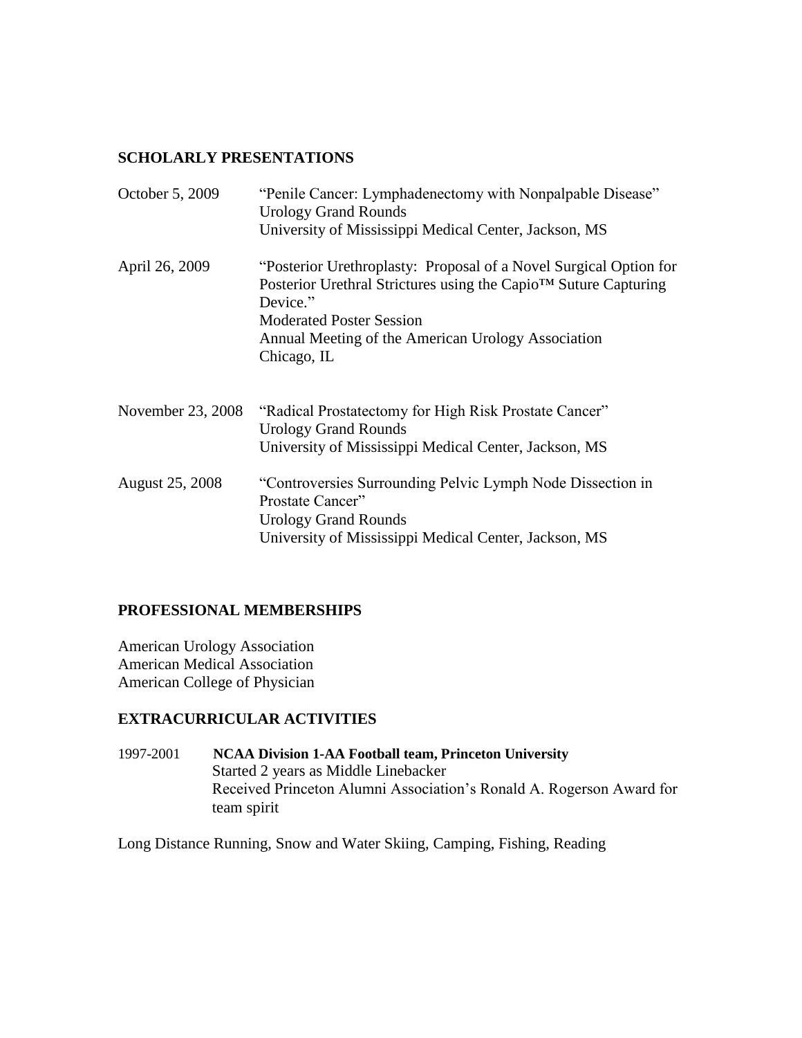## SCHOLARLY PRESENTATIONS

| | |
|---|---|
| October 5, 2009 | "Penile Cancer: Lymphadenectomy with Nonpalpable Disease"<br>Urology Grand Rounds<br>University of Mississippi Medical Center, Jackson, MS |
| April 26, 2009 | "Posterior Urethroplasty: Proposal of a Novel Surgical Option for Posterior Urethral Strictures using the Capio™ Suture Capturing Device."<br>Moderated Poster Session<br>Annual Meeting of the American Urology Association<br>Chicago, IL |
| November 23, 2008 | "Radical Prostatectomy for High Risk Prostate Cancer"<br>Urology Grand Rounds<br>University of Mississippi Medical Center, Jackson, MS |
| August 25, 2008 | "Controversies Surrounding Pelvic Lymph Node Dissection in Prostate Cancer"<br>Urology Grand Rounds<br>University of Mississippi Medical Center, Jackson, MS |

## PROFESSIONAL MEMBERSHIPS

American Urology Association
American Medical Association
American College of Physician

## EXTRACURRICULAR ACTIVITIES

1997-2001 **NCAA Division 1-AA Football team, Princeton University**
Started 2 years as Middle Linebacker
Received Princeton Alumni Association's Ronald A. Rogerson Award for team spirit

Long Distance Running, Snow and Water Skiing, Camping, Fishing, Reading